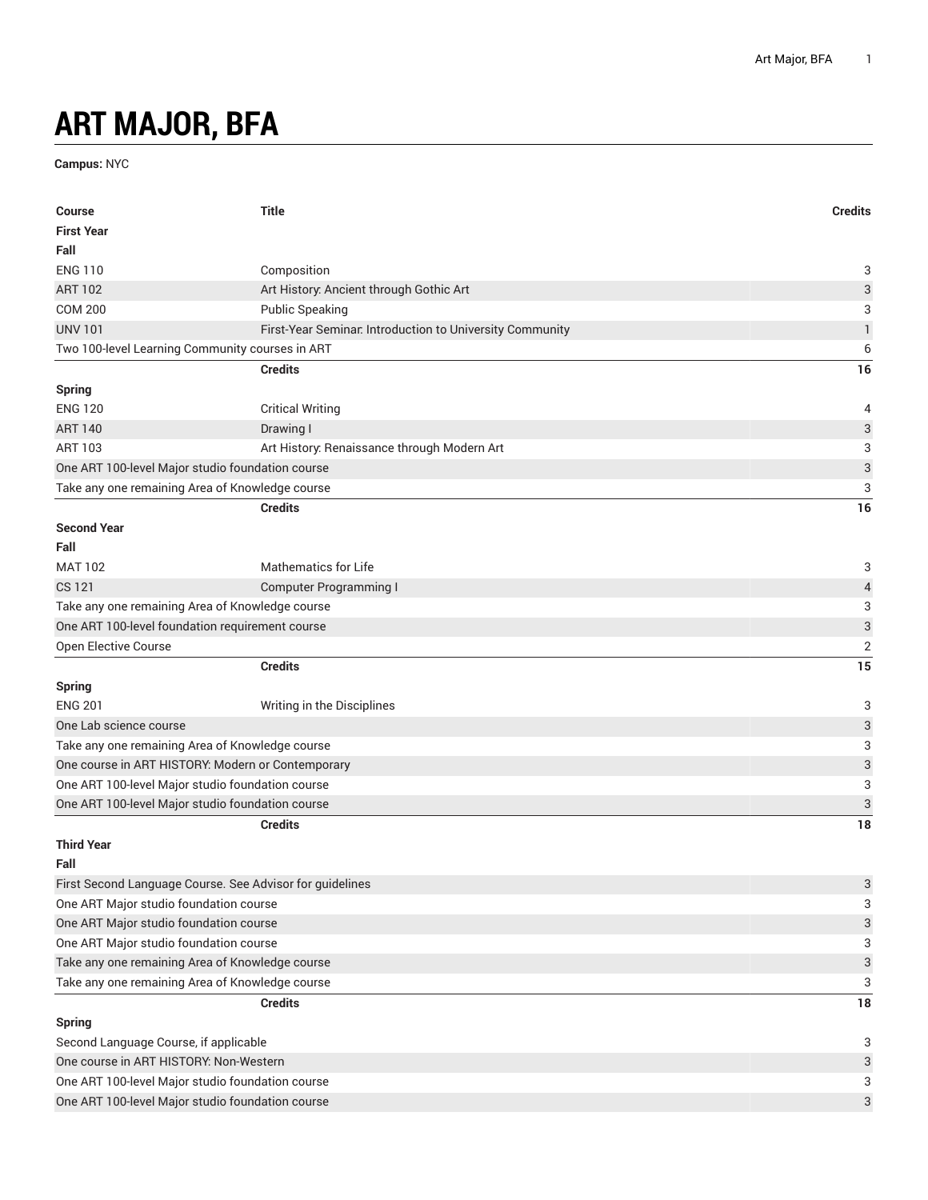# ART MAJOR, BFA

**Campus:** NYC

| Course | Title | Credits |
| --- | --- | --- |
| **First Year** | | |
| **Fall** | | |
| ENG 110 | Composition | 3 |
| ART 102 | Art History: Ancient through Gothic Art | 3 |
| COM 200 | Public Speaking | 3 |
| UNV 101 | First-Year Seminar: Introduction to University Community | 1 |
| Two 100-level Learning Community courses in ART | | 6 |
| | **Credits** | **16** |
| **Spring** | | |
| ENG 120 | Critical Writing | 4 |
| ART 140 | Drawing I | 3 |
| ART 103 | Art History: Renaissance through Modern Art | 3 |
| One ART 100-level Major studio foundation course | | 3 |
| Take any one remaining Area of Knowledge course | | 3 |
| | **Credits** | **16** |
| **Second Year** | | |
| **Fall** | | |
| MAT 102 | Mathematics for Life | 3 |
| CS 121 | Computer Programming I | 4 |
| Take any one remaining Area of Knowledge course | | 3 |
| One ART 100-level foundation requirement course | | 3 |
| Open Elective Course | | 2 |
| | **Credits** | **15** |
| **Spring** | | |
| ENG 201 | Writing in the Disciplines | 3 |
| One Lab science course | | 3 |
| Take any one remaining Area of Knowledge course | | 3 |
| One course in ART HISTORY: Modern or Contemporary | | 3 |
| One ART 100-level Major studio foundation course | | 3 |
| One ART 100-level Major studio foundation course | | 3 |
| | **Credits** | **18** |
| **Third Year** | | |
| **Fall** | | |
| First Second Language Course. See Advisor for guidelines | | 3 |
| One ART Major studio foundation course | | 3 |
| One ART Major studio foundation course | | 3 |
| One ART Major studio foundation course | | 3 |
| Take any one remaining Area of Knowledge course | | 3 |
| Take any one remaining Area of Knowledge course | | 3 |
| | **Credits** | **18** |
| **Spring** | | |
| Second Language Course, if applicable | | 3 |
| One course in ART HISTORY: Non-Western | | 3 |
| One ART 100-level Major studio foundation course | | 3 |
| One ART 100-level Major studio foundation course | | 3 |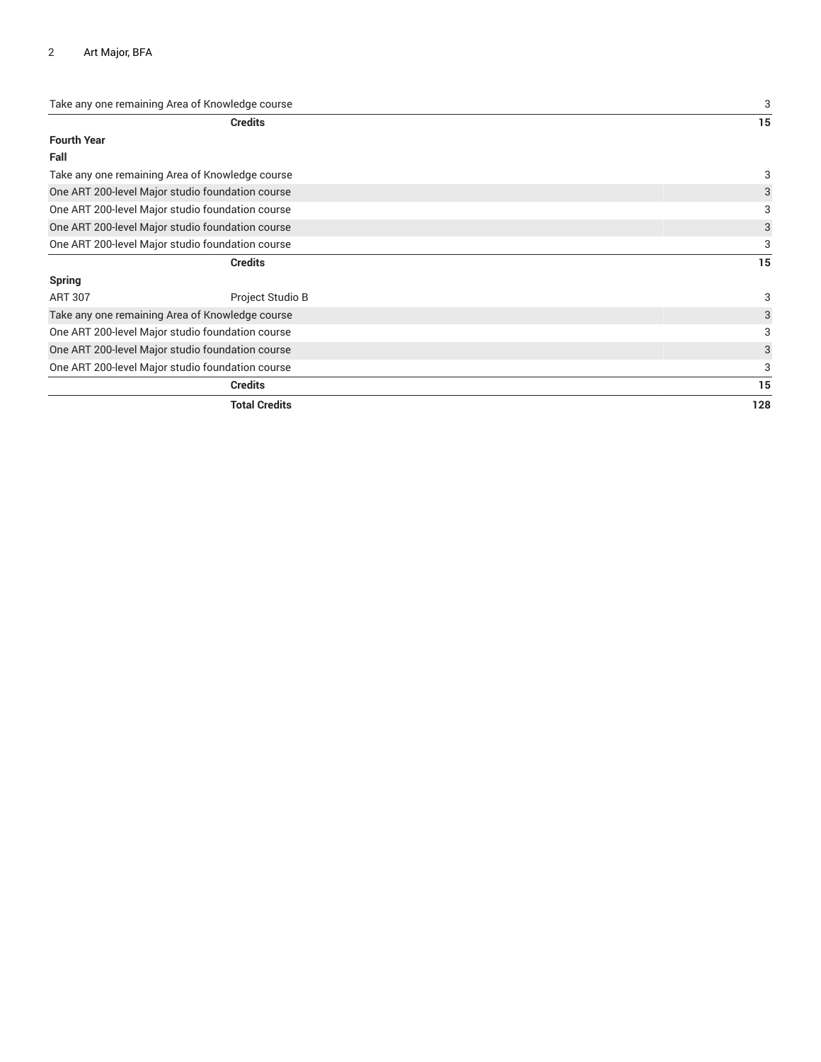| | | |
|---|---|---|
| Take any one remaining Area of Knowledge course | | 3 |
| | **Credits** | **15** |
| **Fourth Year** | | |
| **Fall** | | |
| Take any one remaining Area of Knowledge course | | 3 |
| One ART 200-level Major studio foundation course | | 3 |
| One ART 200-level Major studio foundation course | | 3 |
| One ART 200-level Major studio foundation course | | 3 |
| One ART 200-level Major studio foundation course | | 3 |
| | **Credits** | **15** |
| **Spring** | | |
| ART 307 | Project Studio B | 3 |
| Take any one remaining Area of Knowledge course | | 3 |
| One ART 200-level Major studio foundation course | | 3 |
| One ART 200-level Major studio foundation course | | 3 |
| One ART 200-level Major studio foundation course | | 3 |
| | **Credits** | **15** |
| | **Total Credits** | **128** |